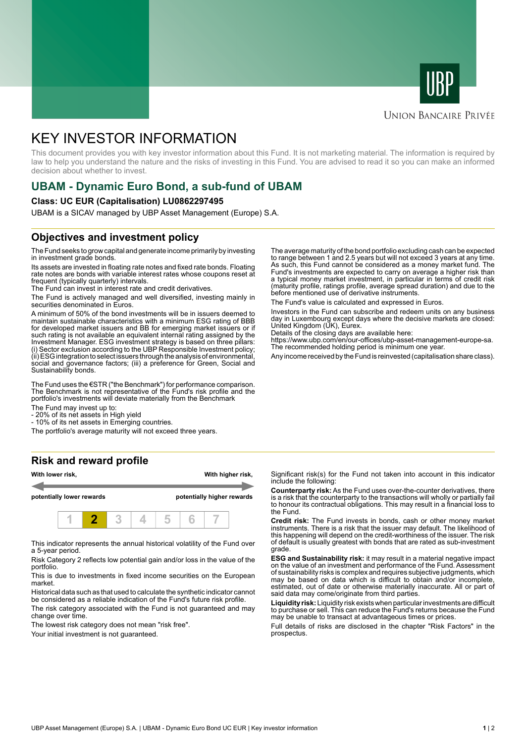UBP

Union Bancaire Privée

# KEY INVESTOR INFORMATION

This document provides you with key investor information about this Fund. It is not marketing material. The information is required by law to help you understand the nature and the risks of investing in this Fund. You are advised to read it so you can make an informed decision about whether to invest.

## UBAM - Dynamic Euro Bond, a sub-fund of UBAM

**Class: UC EUR (Capitalisation) LU0862297495**

UBAM is a SICAV managed by UBP Asset Management (Europe) S.A.

## Objectives and investment policy

The Fund seeks to grow capital and generate income primarily by investing in investment grade bonds.

Its assets are invested in floating rate notes and fixed rate bonds. Floating rate notes are bonds with variable interest rates whose coupons reset at frequent (typically quarterly) intervals.
The Fund can invest in interest rate and credit derivatives.

The Fund is actively managed and well diversified, investing mainly in securities denominated in Euros.

A minimum of 50% of the bond investments will be in issuers deemed to maintain sustainable characteristics with a minimum ESG rating of BBB for developed market issuers and BB for emerging market issuers or if such rating is not available an equivalent internal rating assigned by the Investment Manager. ESG investment strategy is based on three pillars: (i) Sector exclusion according to the UBP Responsible Investment policy; (ii) ESG integration to select issuers through the analysis of environmental, social and governance factors; (iii) a preference for Green, Social and Sustainability bonds.

The Fund uses the €STR ("the Benchmark") for performance comparison. The Benchmark is not representative of the Fund's risk profile and the portfolio's investments will deviate materially from the Benchmark

The Fund may invest up to:
- 20% of its net assets in High yield
- 10% of its net assets in Emerging countries.

The portfolio's average maturity will not exceed three years.

The average maturity of the bond portfolio excluding cash can be expected to range between 1 and 2.5 years but will not exceed 3 years at any time. As such, this Fund cannot be considered as a money market fund. The Fund's investments are expected to carry on average a higher risk than a typical money market investment, in particular in terms of credit risk (maturity profile, ratings profile, average spread duration) and due to the before mentioned use of derivative instruments.

The Fund's value is calculated and expressed in Euros.

Investors in the Fund can subscribe and redeem units on any business day in Luxembourg except days where the decisive markets are closed: United Kingdom (UK), Eurex.
Details of the closing days are available here:
https://www.ubp.com/en/our-offices/ubp-asset-management-europe-sa.
The recommended holding period is minimum one year.

Any income received by the Fund is reinvested (capitalisation share class).

## Risk and reward profile

| With lower risk, potentially lower rewards | | | | | | With higher risk, potentially higher rewards |
|---|---|---|---|---|---|---|
| 1 | **2** | 3 | 4 | 5 | 6 | 7 |

This indicator represents the annual historical volatility of the Fund over a 5-year period.

Risk Category 2 reflects low potential gain and/or loss in the value of the portfolio.

This is due to investments in fixed income securities on the European market.

Historical data such as that used to calculate the synthetic indicator cannot be considered as a reliable indication of the Fund's future risk profile.

The risk category associated with the Fund is not guaranteed and may change over time.

The lowest risk category does not mean "risk free".

Your initial investment is not guaranteed.

Significant risk(s) for the Fund not taken into account in this indicator include the following:

**Counterparty risk:** As the Fund uses over-the-counter derivatives, there is a risk that the counterparty to the transactions will wholly or partially fail to honour its contractual obligations. This may result in a financial loss to the Fund.

**Credit risk:** The Fund invests in bonds, cash or other money market instruments. There is a risk that the issuer may default. The likelihood of this happening will depend on the credit-worthiness of the issuer. The risk of default is usually greatest with bonds that are rated as sub-investment grade.

**ESG and Sustainability risk:** it may result in a material negative impact on the value of an investment and performance of the Fund. Assessment of sustainability risks is complex and requires subjective judgments, which may be based on data which is difficult to obtain and/or incomplete, estimated, out of date or otherwise materially inaccurate. All or part of said data may come/originate from third parties.

**Liquidity risk:** Liquidity risk exists when particular investments are difficult to purchase or sell. This can reduce the Fund's returns because the Fund may be unable to transact at advantageous times or prices.

Full details of risks are disclosed in the chapter "Risk Factors" in the prospectus.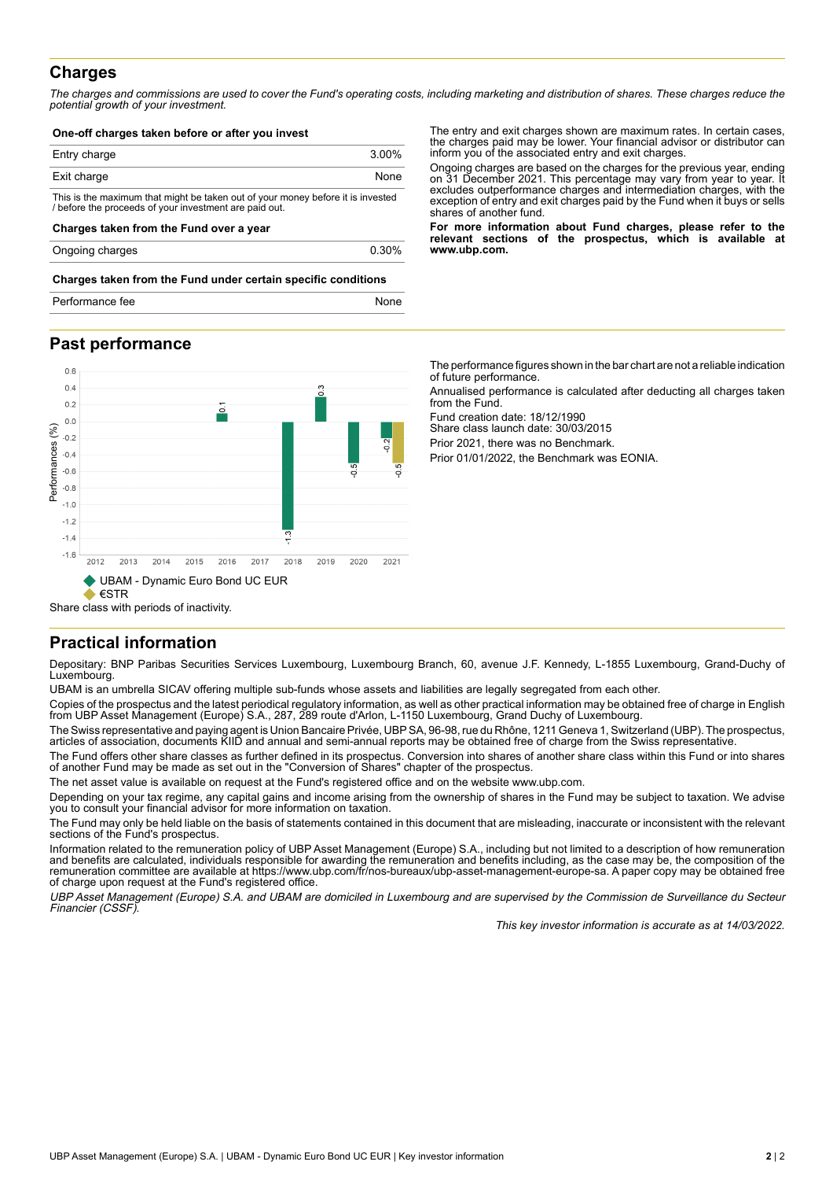## Charges

*The charges and commissions are used to cover the Fund's operating costs, including marketing and distribution of shares. These charges reduce the potential growth of your investment.*

| **One-off charges taken before or after you invest** | |
|---|---|
| Entry charge | 3.00% |
| Exit charge | None |

This is the maximum that might be taken out of your money before it is invested / before the proceeds of your investment are paid out.

| **Charges taken from the Fund over a year** | |
|---|---|
| Ongoing charges | 0.30% |

| **Charges taken from the Fund under certain specific conditions** | |
|---|---|
| Performance fee | None |

The entry and exit charges shown are maximum rates. In certain cases, the charges paid may be lower. Your financial advisor or distributor can inform you of the associated entry and exit charges.

Ongoing charges are based on the charges for the previous year, ending on 31 December 2021. This percentage may vary from year to year. It excludes outperformance charges and intermediation charges, with the exception of entry and exit charges paid by the Fund when it buys or sells shares of another fund.

**For more information about Fund charges, please refer to the relevant sections of the prospectus, which is available at www.ubp.com.**

## Past performance

Performances (%)

0.6
0.4
0.2
0.0
-0.2
-0.4
-0.6
-0.8
-1.0
-1.2
-1.4
-1.6

2012 2013 2014 2015 2016 2017 2018 2019 2020 2021

0.1
-1.3
0.3
-0.5
-0.2
-0.5

UBAM - Dynamic Euro Bond UC EUR

€STR

Share class with periods of inactivity.

The performance figures shown in the bar chart are not a reliable indication of future performance.

Annualised performance is calculated after deducting all charges taken from the Fund.

Fund creation date: 18/12/1990

Share class launch date: 30/03/2015

Prior 2021, there was no Benchmark.

Prior 01/01/2022, the Benchmark was EONIA.

## Practical information

Depositary: BNP Paribas Securities Services Luxembourg, Luxembourg Branch, 60, avenue J.F. Kennedy, L-1855 Luxembourg, Grand-Duchy of Luxembourg.

UBAM is an umbrella SICAV offering multiple sub-funds whose assets and liabilities are legally segregated from each other.

Copies of the prospectus and the latest periodical regulatory information, as well as other practical information may be obtained free of charge in English from UBP Asset Management (Europe) S.A., 287, 289 route d'Arlon, L-1150 Luxembourg, Grand Duchy of Luxembourg.

The Swiss representative and paying agent is Union Bancaire Privée, UBP SA, 96-98, rue du Rhône, 1211 Geneva 1, Switzerland (UBP). The prospectus, articles of association, documents KIID and annual and semi-annual reports may be obtained free of charge from the Swiss representative.

The Fund offers other share classes as further defined in its prospectus. Conversion into shares of another share class within this Fund or into shares of another Fund may be made as set out in the "Conversion of Shares" chapter of the prospectus.

The net asset value is available on request at the Fund's registered office and on the website www.ubp.com.

Depending on your tax regime, any capital gains and income arising from the ownership of shares in the Fund may be subject to taxation. We advise you to consult your financial advisor for more information on taxation.

The Fund may only be held liable on the basis of statements contained in this document that are misleading, inaccurate or inconsistent with the relevant sections of the Fund's prospectus.

Information related to the remuneration policy of UBP Asset Management (Europe) S.A., including but not limited to a description of how remuneration and benefits are calculated, individuals responsible for awarding the remuneration and benefits including, as the case may be, the composition of the remuneration committee are available at https://www.ubp.com/fr/nos-bureaux/ubp-asset-management-europe-sa. A paper copy may be obtained free of charge upon request at the Fund's registered office.

*UBP Asset Management (Europe) S.A. and UBAM are domiciled in Luxembourg and are supervised by the Commission de Surveillance du Secteur Financier (CSSF).*

*This key investor information is accurate as at 14/03/2022.*